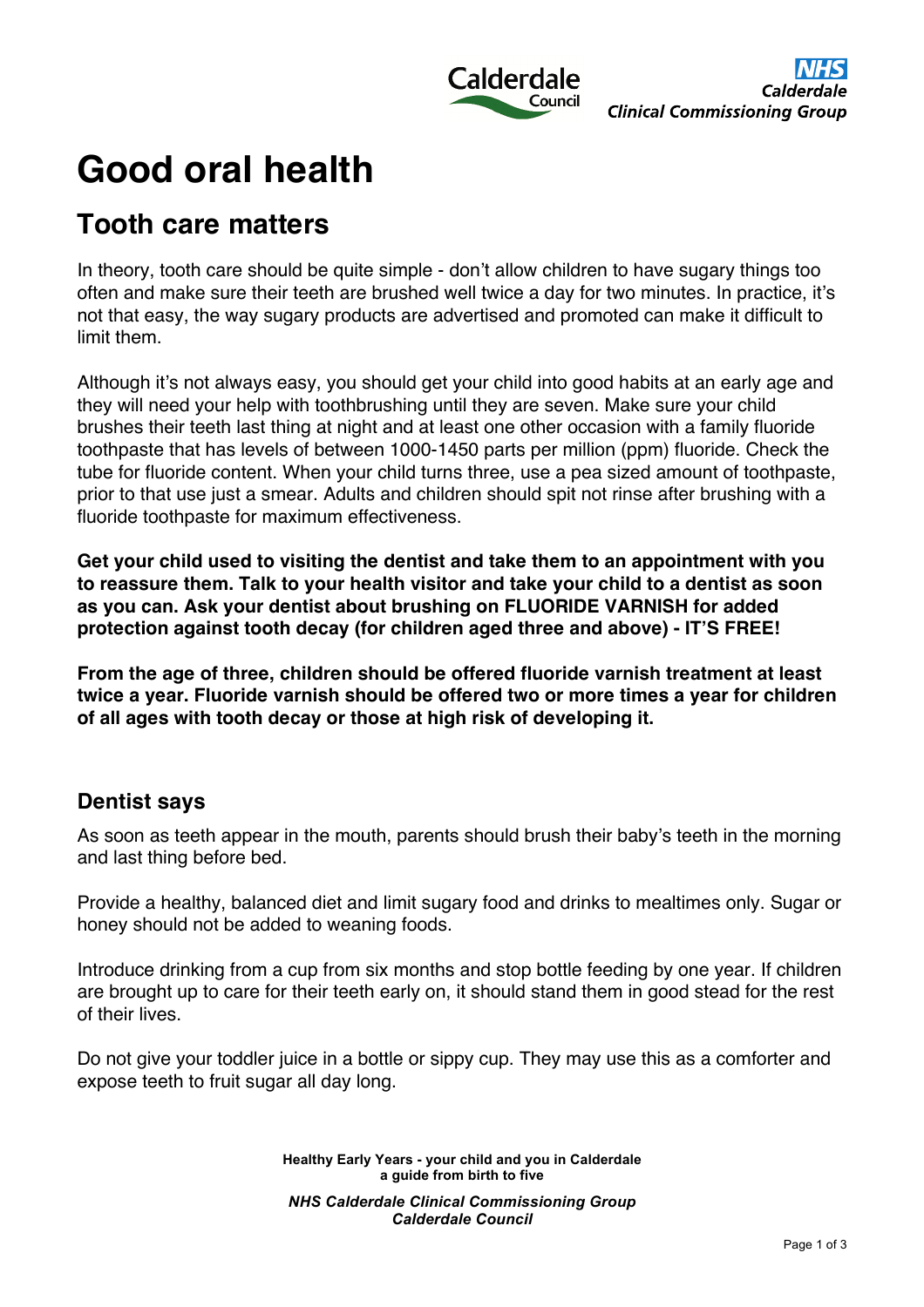# Good oral health

## Tooth care matters

In theory, tooth care should be quite simple - don't allow children to have sugary things too often and make sure their teeth are brushed well twice a day for two minutes. In practice, it's not that easy, the way sugary products are advertised and promoted can make it difficult to limit them.

Although it's not always easy, you should get your child into good habits at an early age and they will need your help with toothbrushing until they are seven. Make sure your child brushes their teeth last thing at night and at least one other occasion with a family fluoride toothpaste that has levels of between 1000-1450 parts per million (ppm) fluoride. Check the tube for fluoride content. When your child turns three, use a pea sized amount of toothpaste, prior to that use just a smear. Adults and children should spit not rinse after brushing with a fluoride toothpaste for maximum effectiveness.

**Get your child used to visiting the dentist and take them to an appointment with you to reassure them. Talk to your health visitor and take your child to a dentist as soon as you can. Ask your dentist about brushing on FLUORIDE VARNISH for added protection against tooth decay (for children aged three and above) - IT'S FREE!**

**From the age of three, children should be offered fluoride varnish treatment at least twice a year. Fluoride varnish should be offered two or more times a year for children of all ages with tooth decay or those at high risk of developing it.**

### Dentist says

As soon as teeth appear in the mouth, parents should brush their baby's teeth in the morning and last thing before bed.

Provide a healthy, balanced diet and limit sugary food and drinks to mealtimes only. Sugar or honey should not be added to weaning foods.

Introduce drinking from a cup from six months and stop bottle feeding by one year. If children are brought up to care for their teeth early on, it should stand them in good stead for the rest of their lives.

Do not give your toddler juice in a bottle or sippy cup. They may use this as a comforter and expose teeth to fruit sugar all day long.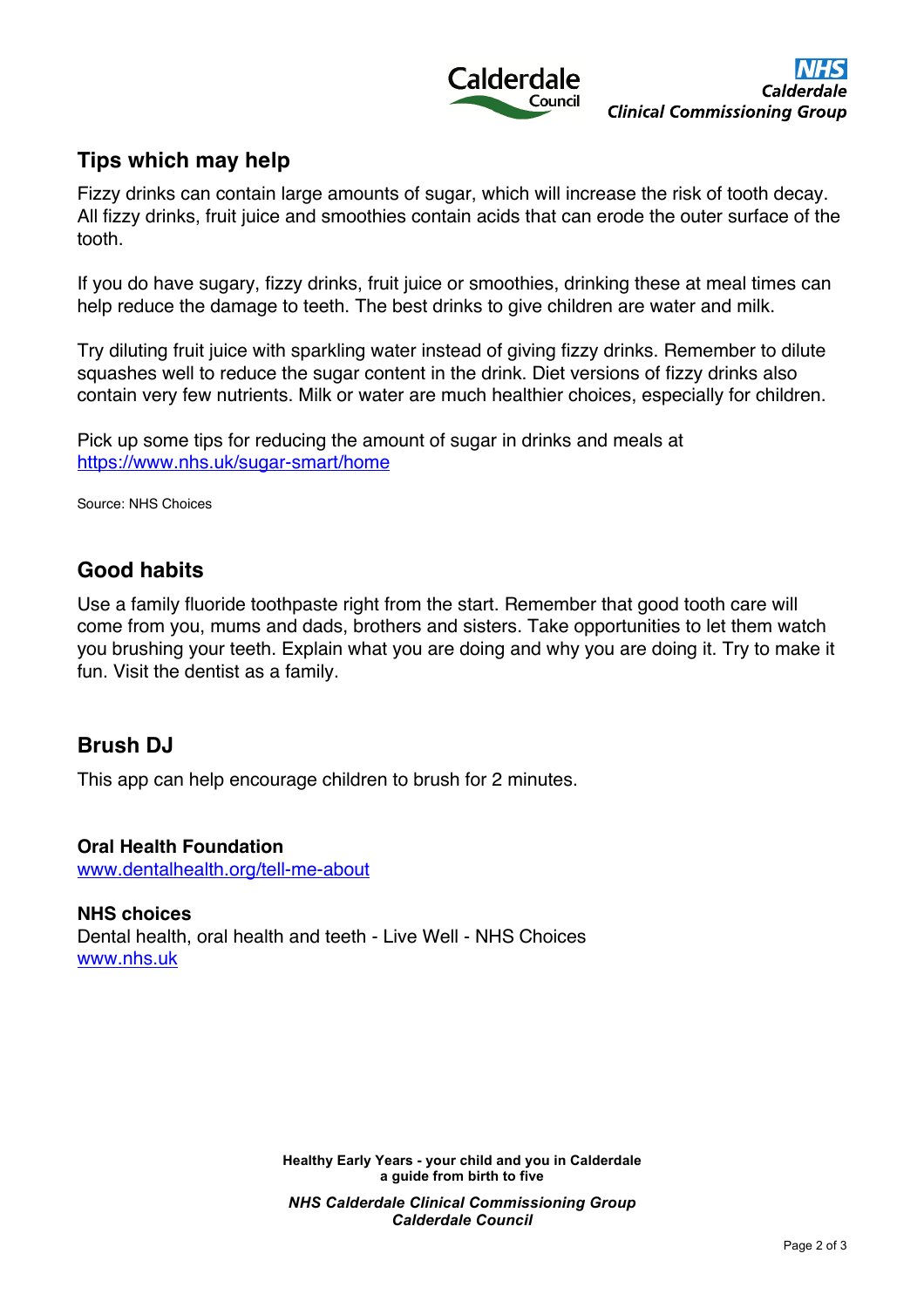## Tips which may help

Fizzy drinks can contain large amounts of sugar, which will increase the risk of tooth decay. All fizzy drinks, fruit juice and smoothies contain acids that can erode the outer surface of the tooth.

If you do have sugary, fizzy drinks, fruit juice or smoothies, drinking these at meal times can help reduce the damage to teeth. The best drinks to give children are water and milk.

Try diluting fruit juice with sparkling water instead of giving fizzy drinks. Remember to dilute squashes well to reduce the sugar content in the drink. Diet versions of fizzy drinks also contain very few nutrients. Milk or water are much healthier choices, especially for children.

Pick up some tips for reducing the amount of sugar in drinks and meals at https://www.nhs.uk/sugar-smart/home

Source: NHS Choices

## Good habits

Use a family fluoride toothpaste right from the start. Remember that good tooth care will come from you, mums and dads, brothers and sisters. Take opportunities to let them watch you brushing your teeth. Explain what you are doing and why you are doing it. Try to make it fun. Visit the dentist as a family.

## Brush DJ

This app can help encourage children to brush for 2 minutes.

**Oral Health Foundation**
www.dentalhealth.org/tell-me-about

**NHS choices**
Dental health, oral health and teeth - Live Well - NHS Choices
www.nhs.uk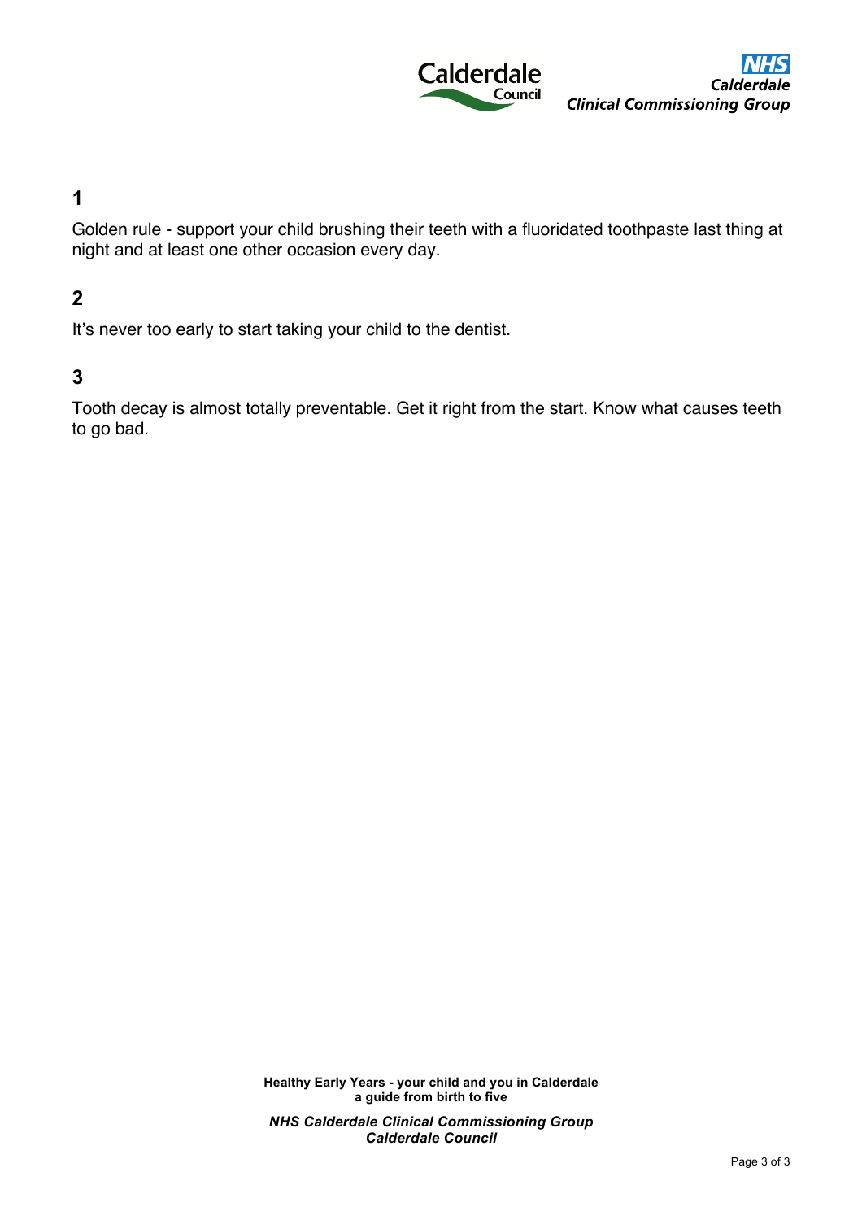## 1

Golden rule - support your child brushing their teeth with a fluoridated toothpaste last thing at night and at least one other occasion every day.

## 2

It's never too early to start taking your child to the dentist.

## 3

Tooth decay is almost totally preventable. Get it right from the start. Know what causes teeth to go bad.